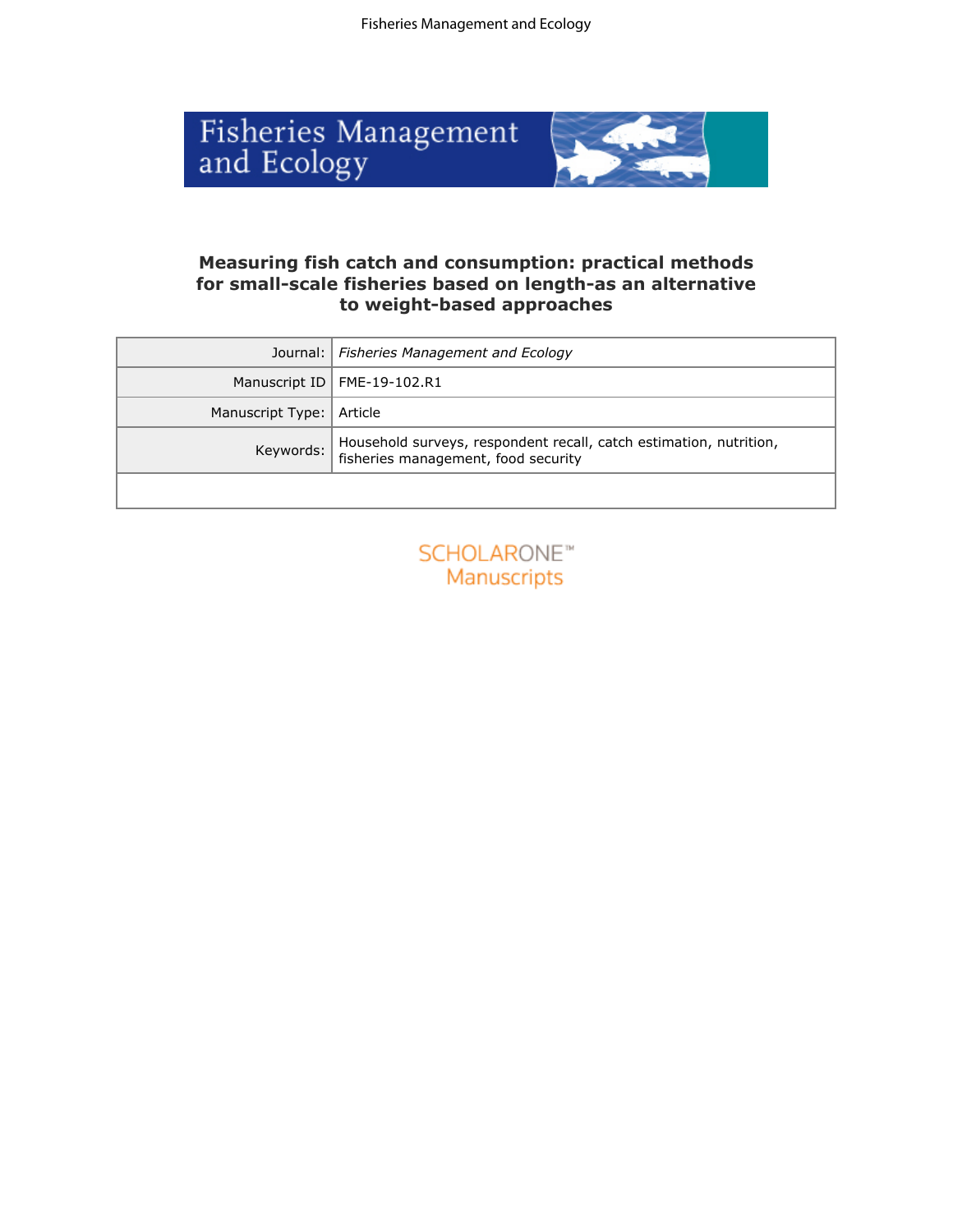# Measuring fish catch and consumption: practical methods for small-scale fisheries based on length-as an alternative to weight-based approaches

| | |
|---|---|
| Journal: | *Fisheries Management and Ecology* |
| Manuscript ID | FME-19-102.R1 |
| Manuscript Type: | Article |
| Keywords: | Household surveys, respondent recall, catch estimation, nutrition, fisheries management, food security |
| | |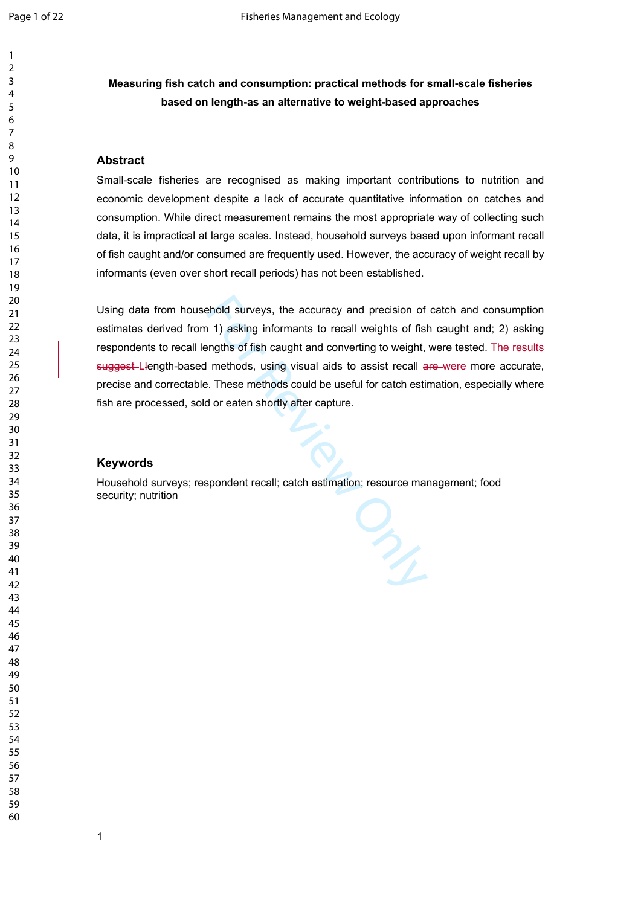**Measuring fish catch and consumption: practical methods for small-scale fisheries based on length-as an alternative to weight-based approaches**

## Abstract

Small-scale fisheries are recognised as making important contributions to nutrition and economic development despite a lack of accurate quantitative information on catches and consumption. While direct measurement remains the most appropriate way of collecting such data, it is impractical at large scales. Instead, household surveys based upon informant recall of fish caught and/or consumed are frequently used. However, the accuracy of weight recall by informants (even over short recall periods) has not been established.

Using data from household surveys, the accuracy and precision of catch and consumption estimates derived from 1) asking informants to recall weights of fish caught and; 2) asking respondents to recall lengths of fish caught and converting to weight, were tested. ~~The results suggest L~~Length-based methods, using visual aids to assist recall ~~are~~ were more accurate, precise and correctable. These methods could be useful for catch estimation, especially where fish are processed, sold or eaten shortly after capture.

## Keywords

Household surveys; respondent recall; catch estimation; resource management; food security; nutrition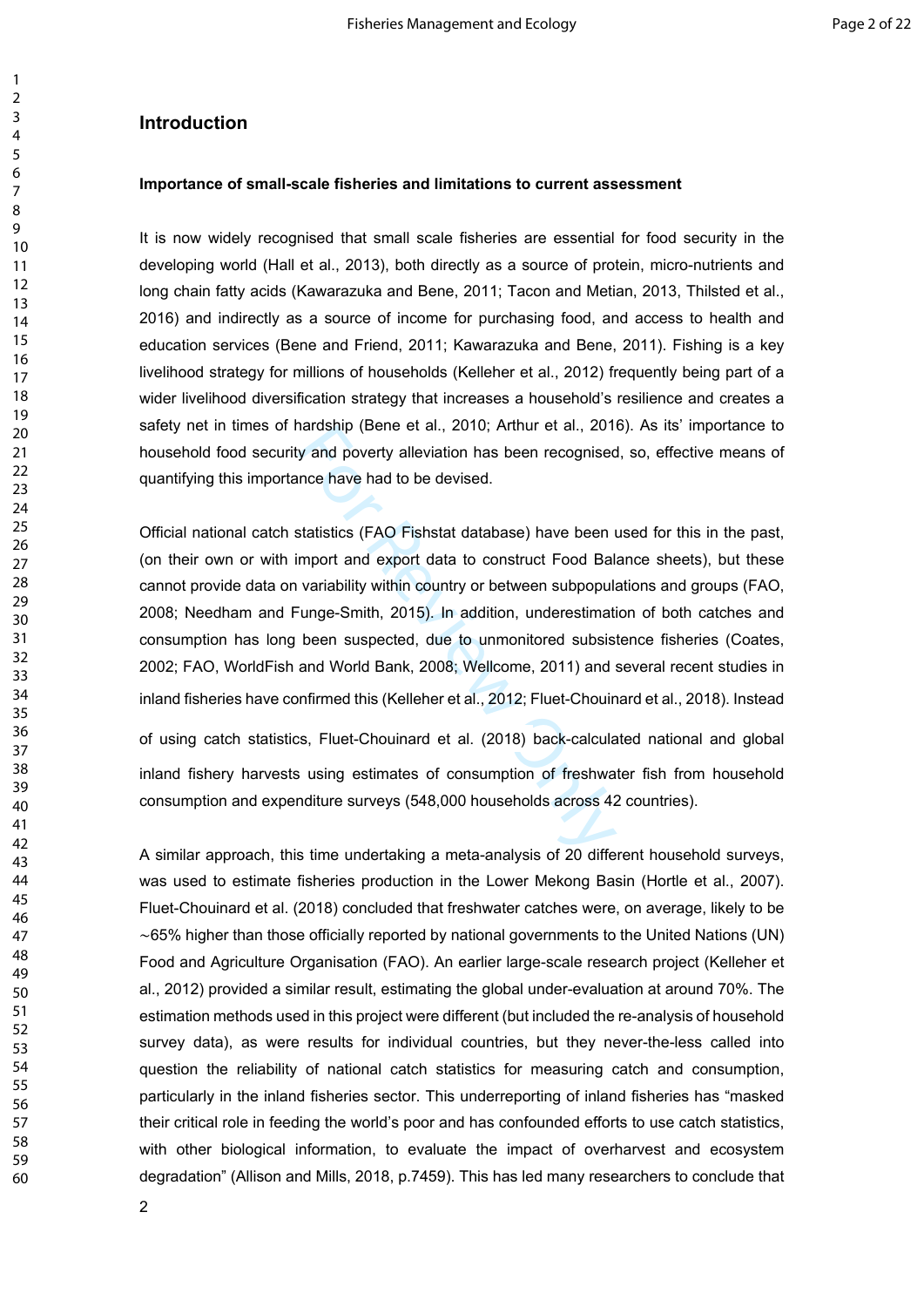## Introduction

#### Importance of small-scale fisheries and limitations to current assessment

It is now widely recognised that small scale fisheries are essential for food security in the developing world (Hall et al., 2013), both directly as a source of protein, micro-nutrients and long chain fatty acids (Kawarazuka and Bene, 2011; Tacon and Metian, 2013, Thilsted et al., 2016) and indirectly as a source of income for purchasing food, and access to health and education services (Bene and Friend, 2011; Kawarazuka and Bene, 2011). Fishing is a key livelihood strategy for millions of households (Kelleher et al., 2012) frequently being part of a wider livelihood diversification strategy that increases a household's resilience and creates a safety net in times of hardship (Bene et al., 2010; Arthur et al., 2016). As its' importance to household food security and poverty alleviation has been recognised, so, effective means of quantifying this importance have had to be devised.

Official national catch statistics (FAO Fishstat database) have been used for this in the past, (on their own or with import and export data to construct Food Balance sheets), but these cannot provide data on variability within country or between subpopulations and groups (FAO, 2008; Needham and Funge-Smith, 2015). In addition, underestimation of both catches and consumption has long been suspected, due to unmonitored subsistence fisheries (Coates, 2002; FAO, WorldFish and World Bank, 2008; Wellcome, 2011) and several recent studies in inland fisheries have confirmed this (Kelleher et al., 2012; Fluet-Chouinard et al., 2018). Instead of using catch statistics, Fluet-Chouinard et al. (2018) back-calculated national and global inland fishery harvests using estimates of consumption of freshwater fish from household consumption and expenditure surveys (548,000 households across 42 countries).

A similar approach, this time undertaking a meta-analysis of 20 different household surveys, was used to estimate fisheries production in the Lower Mekong Basin (Hortle et al., 2007). Fluet-Chouinard et al. (2018) concluded that freshwater catches were, on average, likely to be ~65% higher than those officially reported by national governments to the United Nations (UN) Food and Agriculture Organisation (FAO). An earlier large-scale research project (Kelleher et al., 2012) provided a similar result, estimating the global under-evaluation at around 70%. The estimation methods used in this project were different (but included the re-analysis of household survey data), as were results for individual countries, but they never-the-less called into question the reliability of national catch statistics for measuring catch and consumption, particularly in the inland fisheries sector. This underreporting of inland fisheries has "masked their critical role in feeding the world's poor and has confounded efforts to use catch statistics, with other biological information, to evaluate the impact of overharvest and ecosystem degradation" (Allison and Mills, 2018, p.7459). This has led many researchers to conclude that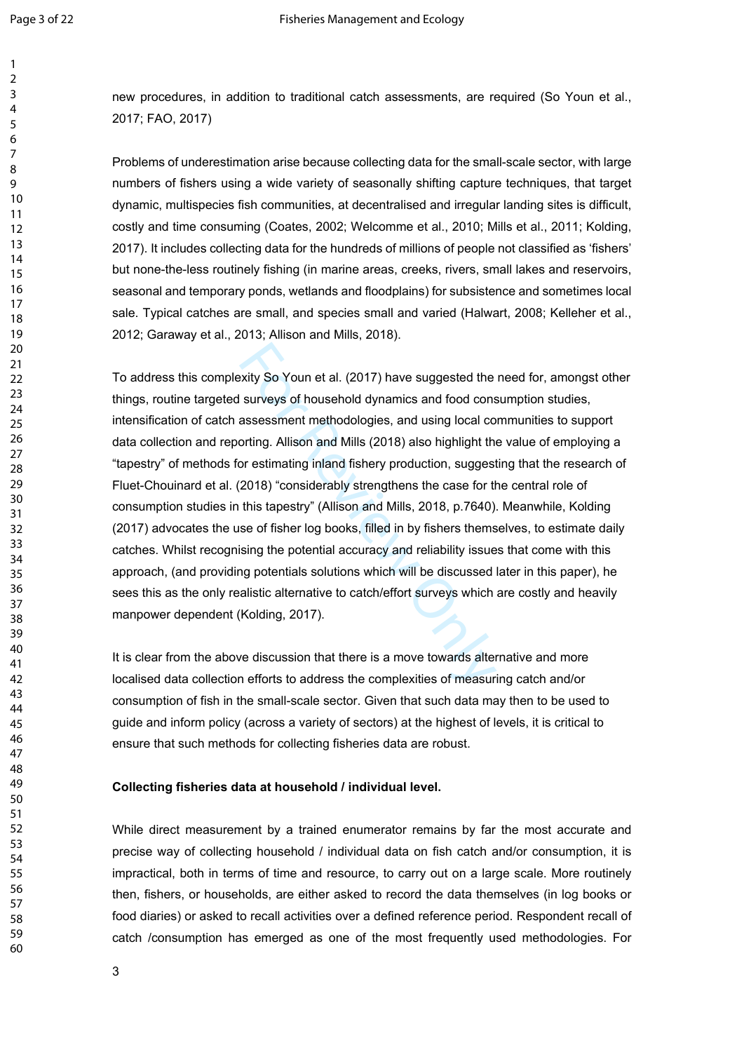new procedures, in addition to traditional catch assessments, are required (So Youn et al., 2017; FAO, 2017)

Problems of underestimation arise because collecting data for the small-scale sector, with large numbers of fishers using a wide variety of seasonally shifting capture techniques, that target dynamic, multispecies fish communities, at decentralised and irregular landing sites is difficult, costly and time consuming (Coates, 2002; Welcomme et al., 2010; Mills et al., 2011; Kolding, 2017). It includes collecting data for the hundreds of millions of people not classified as 'fishers' but none-the-less routinely fishing (in marine areas, creeks, rivers, small lakes and reservoirs, seasonal and temporary ponds, wetlands and floodplains) for subsistence and sometimes local sale. Typical catches are small, and species small and varied (Halwart, 2008; Kelleher et al., 2012; Garaway et al., 2013; Allison and Mills, 2018).

To address this complexity So Youn et al. (2017) have suggested the need for, amongst other things, routine targeted surveys of household dynamics and food consumption studies, intensification of catch assessment methodologies, and using local communities to support data collection and reporting. Allison and Mills (2018) also highlight the value of employing a "tapestry" of methods for estimating inland fishery production, suggesting that the research of Fluet-Chouinard et al. (2018) "considerably strengthens the case for the central role of consumption studies in this tapestry" (Allison and Mills, 2018, p.7640). Meanwhile, Kolding (2017) advocates the use of fisher log books, filled in by fishers themselves, to estimate daily catches. Whilst recognising the potential accuracy and reliability issues that come with this approach, (and providing potentials solutions which will be discussed later in this paper), he sees this as the only realistic alternative to catch/effort surveys which are costly and heavily manpower dependent (Kolding, 2017).

It is clear from the above discussion that there is a move towards alternative and more localised data collection efforts to address the complexities of measuring catch and/or consumption of fish in the small-scale sector. Given that such data may then to be used to guide and inform policy (across a variety of sectors) at the highest of levels, it is critical to ensure that such methods for collecting fisheries data are robust.

**Collecting fisheries data at household / individual level.**

While direct measurement by a trained enumerator remains by far the most accurate and precise way of collecting household / individual data on fish catch and/or consumption, it is impractical, both in terms of time and resource, to carry out on a large scale. More routinely then, fishers, or households, are either asked to record the data themselves (in log books or food diaries) or asked to recall activities over a defined reference period. Respondent recall of catch /consumption has emerged as one of the most frequently used methodologies. For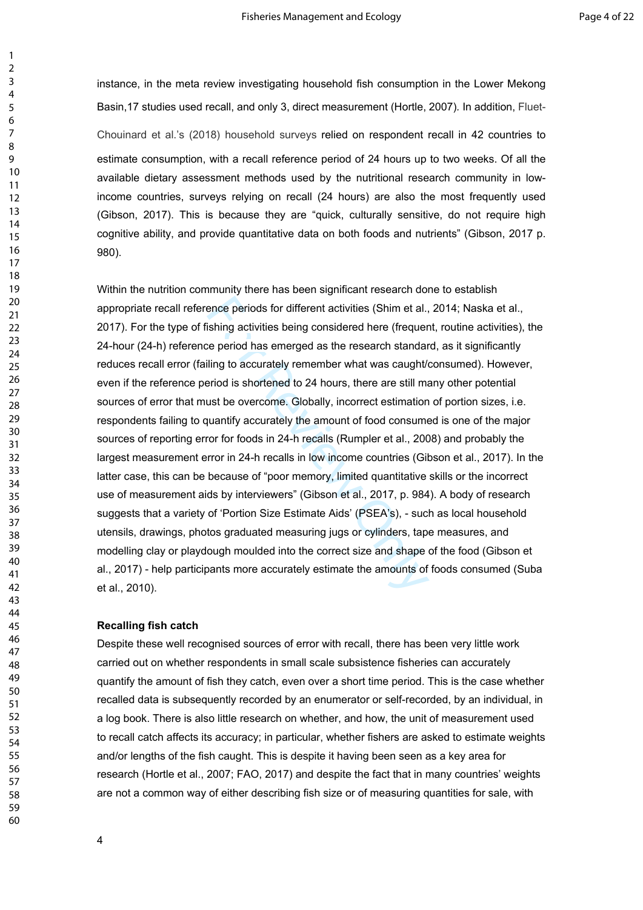instance, in the meta review investigating household fish consumption in the Lower Mekong Basin,17 studies used recall, and only 3, direct measurement (Hortle, 2007). In addition, Fluet-Chouinard et al.'s (2018) household surveys relied on respondent recall in 42 countries to estimate consumption, with a recall reference period of 24 hours up to two weeks. Of all the available dietary assessment methods used by the nutritional research community in low-income countries, surveys relying on recall (24 hours) are also the most frequently used (Gibson, 2017). This is because they are "quick, culturally sensitive, do not require high cognitive ability, and provide quantitative data on both foods and nutrients" (Gibson, 2017 p. 980).

Within the nutrition community there has been significant research done to establish appropriate recall reference periods for different activities (Shim et al., 2014; Naska et al., 2017). For the type of fishing activities being considered here (frequent, routine activities), the 24-hour (24-h) reference period has emerged as the research standard, as it significantly reduces recall error (failing to accurately remember what was caught/consumed). However, even if the reference period is shortened to 24 hours, there are still many other potential sources of error that must be overcome. Globally, incorrect estimation of portion sizes, i.e. respondents failing to quantify accurately the amount of food consumed is one of the major sources of reporting error for foods in 24-h recalls (Rumpler et al., 2008) and probably the largest measurement error in 24-h recalls in low income countries (Gibson et al., 2017). In the latter case, this can be because of "poor memory, limited quantitative skills or the incorrect use of measurement aids by interviewers" (Gibson et al., 2017, p. 984). A body of research suggests that a variety of 'Portion Size Estimate Aids' (PSEA's), - such as local household utensils, drawings, photos graduated measuring jugs or cylinders, tape measures, and modelling clay or playdough moulded into the correct size and shape of the food (Gibson et al., 2017) - help participants more accurately estimate the amounts of foods consumed (Suba et al., 2010).

**Recalling fish catch**

Despite these well recognised sources of error with recall, there has been very little work carried out on whether respondents in small scale subsistence fisheries can accurately quantify the amount of fish they catch, even over a short time period. This is the case whether recalled data is subsequently recorded by an enumerator or self-recorded, by an individual, in a log book. There is also little research on whether, and how, the unit of measurement used to recall catch affects its accuracy; in particular, whether fishers are asked to estimate weights and/or lengths of the fish caught. This is despite it having been seen as a key area for research (Hortle et al., 2007; FAO, 2017) and despite the fact that in many countries' weights are not a common way of either describing fish size or of measuring quantities for sale, with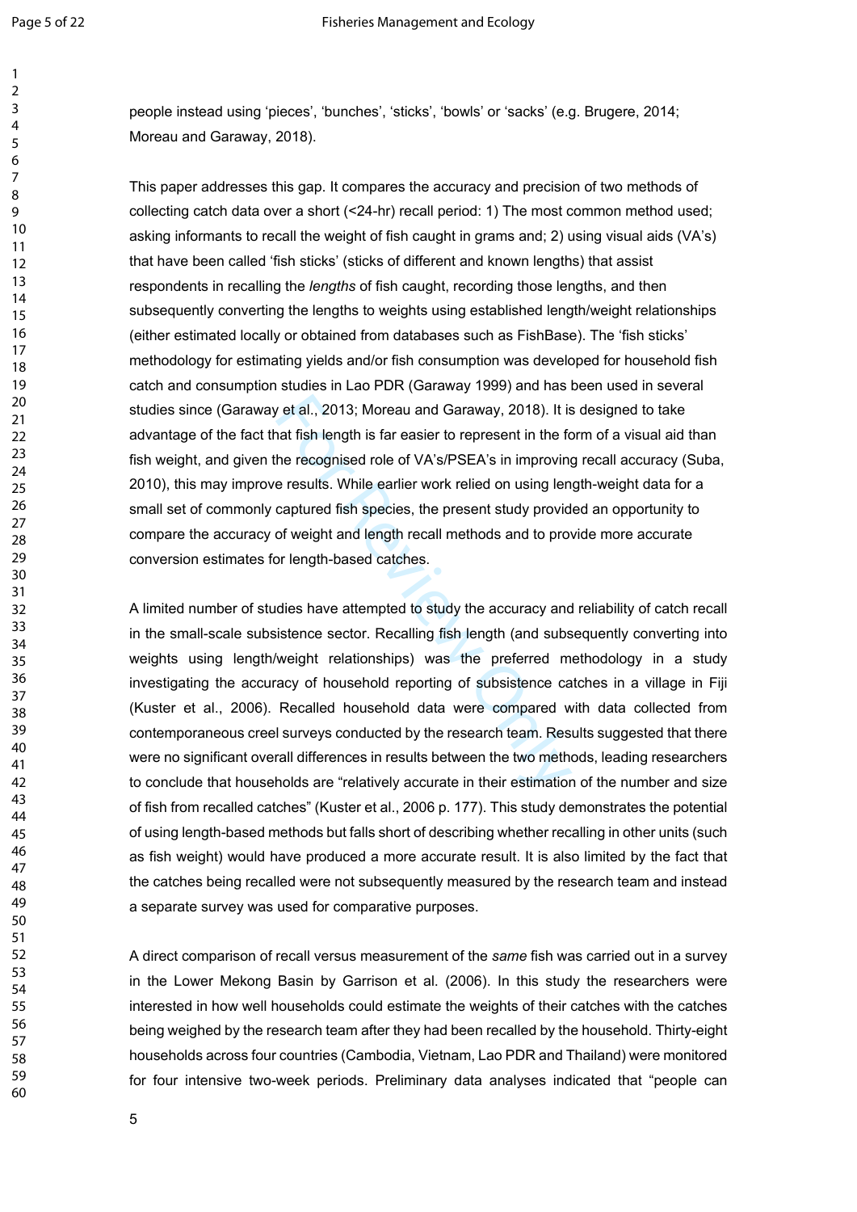people instead using ‘pieces’, ‘bunches’, ‘sticks’, ‘bowls’ or ‘sacks’ (e.g. Brugere, 2014; Moreau and Garaway, 2018).

This paper addresses this gap. It compares the accuracy and precision of two methods of collecting catch data over a short (<24-hr) recall period: 1) The most common method used; asking informants to recall the weight of fish caught in grams and; 2) using visual aids (VA’s) that have been called ‘fish sticks’ (sticks of different and known lengths) that assist respondents in recalling the *lengths* of fish caught, recording those lengths, and then subsequently converting the lengths to weights using established length/weight relationships (either estimated locally or obtained from databases such as FishBase). The ‘fish sticks’ methodology for estimating yields and/or fish consumption was developed for household fish catch and consumption studies in Lao PDR (Garaway 1999) and has been used in several studies since (Garaway et al., 2013; Moreau and Garaway, 2018). It is designed to take advantage of the fact that fish length is far easier to represent in the form of a visual aid than fish weight, and given the recognised role of VA’s/PSEA’s in improving recall accuracy (Suba, 2010), this may improve results. While earlier work relied on using length-weight data for a small set of commonly captured fish species, the present study provided an opportunity to compare the accuracy of weight and length recall methods and to provide more accurate conversion estimates for length-based catches.

A limited number of studies have attempted to study the accuracy and reliability of catch recall in the small-scale subsistence sector. Recalling fish length (and subsequently converting into weights using length/weight relationships) was the preferred methodology in a study investigating the accuracy of household reporting of subsistence catches in a village in Fiji (Kuster et al., 2006). Recalled household data were compared with data collected from contemporaneous creel surveys conducted by the research team. Results suggested that there were no significant overall differences in results between the two methods, leading researchers to conclude that households are “relatively accurate in their estimation of the number and size of fish from recalled catches” (Kuster et al., 2006 p. 177). This study demonstrates the potential of using length-based methods but falls short of describing whether recalling in other units (such as fish weight) would have produced a more accurate result. It is also limited by the fact that the catches being recalled were not subsequently measured by the research team and instead a separate survey was used for comparative purposes.

A direct comparison of recall versus measurement of the *same* fish was carried out in a survey in the Lower Mekong Basin by Garrison et al. (2006). In this study the researchers were interested in how well households could estimate the weights of their catches with the catches being weighed by the research team after they had been recalled by the household. Thirty-eight households across four countries (Cambodia, Vietnam, Lao PDR and Thailand) were monitored for four intensive two-week periods. Preliminary data analyses indicated that “people can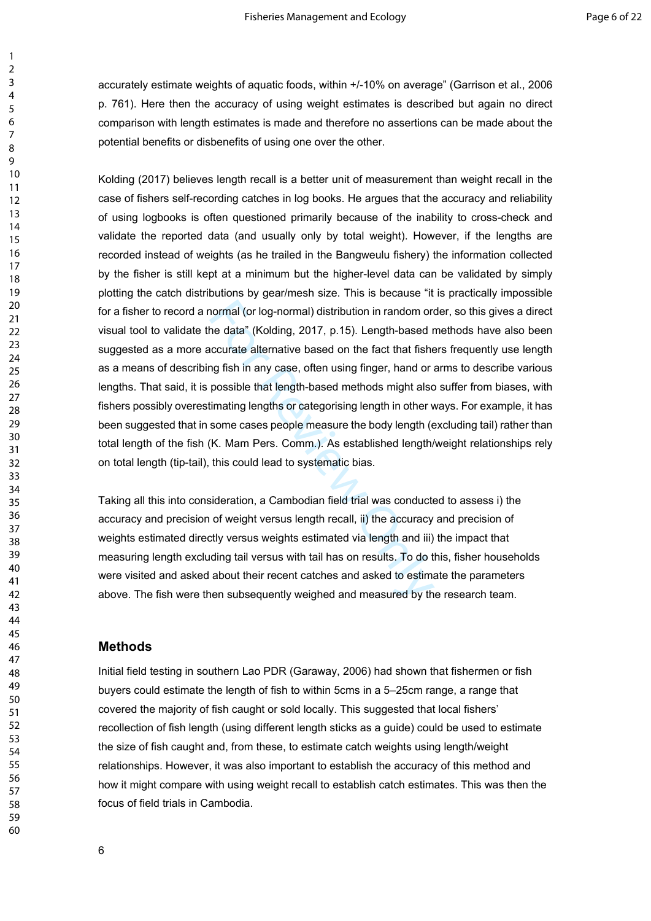accurately estimate weights of aquatic foods, within +/-10% on average" (Garrison et al., 2006 p. 761). Here then the accuracy of using weight estimates is described but again no direct comparison with length estimates is made and therefore no assertions can be made about the potential benefits or disbenefits of using one over the other.

Kolding (2017) believes length recall is a better unit of measurement than weight recall in the case of fishers self-recording catches in log books. He argues that the accuracy and reliability of using logbooks is often questioned primarily because of the inability to cross-check and validate the reported data (and usually only by total weight). However, if the lengths are recorded instead of weights (as he trailed in the Bangweulu fishery) the information collected by the fisher is still kept at a minimum but the higher-level data can be validated by simply plotting the catch distributions by gear/mesh size. This is because "it is practically impossible for a fisher to record a normal (or log-normal) distribution in random order, so this gives a direct visual tool to validate the data" (Kolding, 2017, p.15). Length-based methods have also been suggested as a more accurate alternative based on the fact that fishers frequently use length as a means of describing fish in any case, often using finger, hand or arms to describe various lengths. That said, it is possible that length-based methods might also suffer from biases, with fishers possibly overestimating lengths or categorising length in other ways. For example, it has been suggested that in some cases people measure the body length (excluding tail) rather than total length of the fish (K. Mam Pers. Comm.). As established length/weight relationships rely on total length (tip-tail), this could lead to systematic bias.

Taking all this into consideration, a Cambodian field trial was conducted to assess i) the accuracy and precision of weight versus length recall, ii) the accuracy and precision of weights estimated directly versus weights estimated via length and iii) the impact that measuring length excluding tail versus with tail has on results. To do this, fisher households were visited and asked about their recent catches and asked to estimate the parameters above. The fish were then subsequently weighed and measured by the research team.

## Methods

Initial field testing in southern Lao PDR (Garaway, 2006) had shown that fishermen or fish buyers could estimate the length of fish to within 5cms in a 5–25cm range, a range that covered the majority of fish caught or sold locally. This suggested that local fishers' recollection of fish length (using different length sticks as a guide) could be used to estimate the size of fish caught and, from these, to estimate catch weights using length/weight relationships. However, it was also important to establish the accuracy of this method and how it might compare with using weight recall to establish catch estimates. This was then the focus of field trials in Cambodia.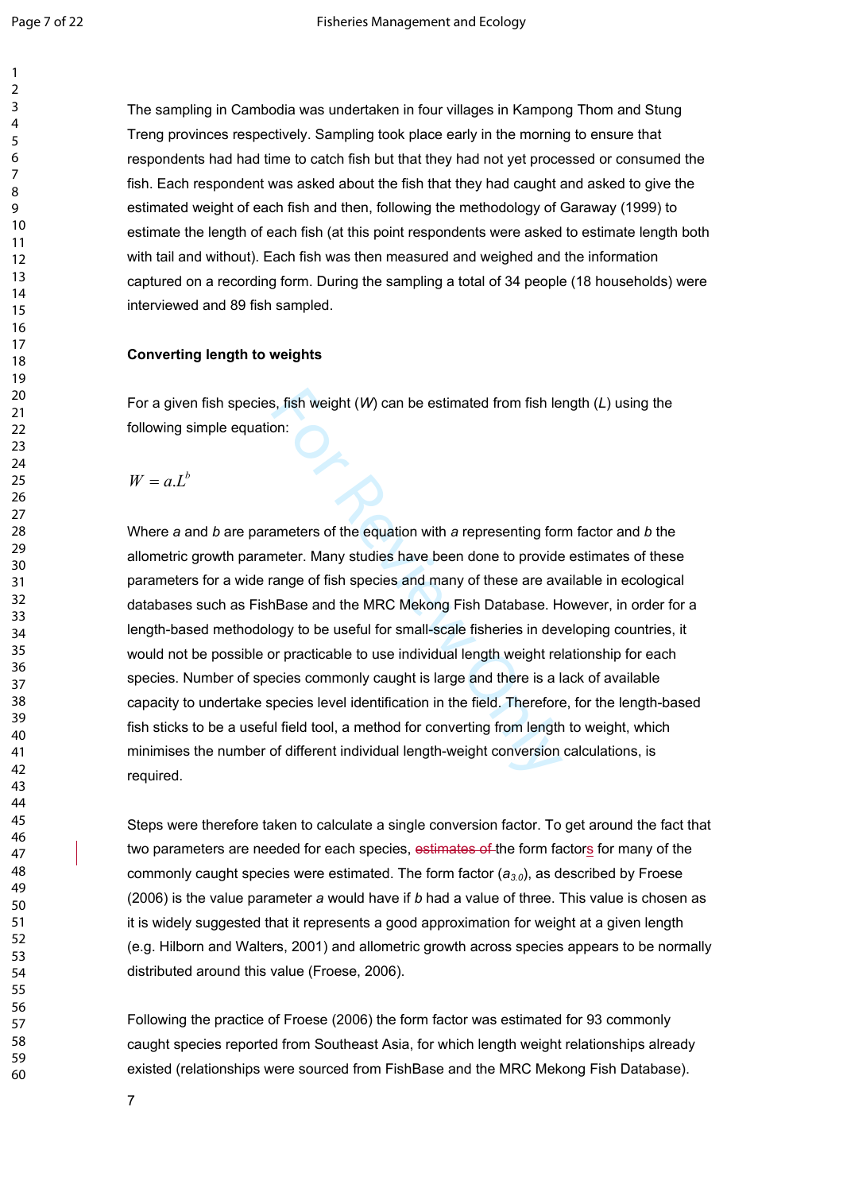The sampling in Cambodia was undertaken in four villages in Kampong Thom and Stung Treng provinces respectively. Sampling took place early in the morning to ensure that respondents had had time to catch fish but that they had not yet processed or consumed the fish. Each respondent was asked about the fish that they had caught and asked to give the estimated weight of each fish and then, following the methodology of Garaway (1999) to estimate the length of each fish (at this point respondents were asked to estimate length both with tail and without). Each fish was then measured and weighed and the information captured on a recording form. During the sampling a total of 34 people (18 households) were interviewed and 89 fish sampled.

**Converting length to weights**

For a given fish species, fish weight (*W*) can be estimated from fish length (*L*) using the following simple equation:

$$W = a.L^b$$

Where *a* and *b* are parameters of the equation with *a* representing form factor and *b* the allometric growth parameter. Many studies have been done to provide estimates of these parameters for a wide range of fish species and many of these are available in ecological databases such as FishBase and the MRC Mekong Fish Database. However, in order for a length-based methodology to be useful for small-scale fisheries in developing countries, it would not be possible or practicable to use individual length weight relationship for each species. Number of species commonly caught is large and there is a lack of available capacity to undertake species level identification in the field. Therefore, for the length-based fish sticks to be a useful field tool, a method for converting from length to weight, which minimises the number of different individual length-weight conversion calculations, is required.

Steps were therefore taken to calculate a single conversion factor. To get around the fact that two parameters are needed for each species, ~~estimates of~~ the form factors for many of the commonly caught species were estimated. The form factor ($a_{3.0}$), as described by Froese (2006) is the value parameter *a* would have if *b* had a value of three. This value is chosen as it is widely suggested that it represents a good approximation for weight at a given length (e.g. Hilborn and Walters, 2001) and allometric growth across species appears to be normally distributed around this value (Froese, 2006).

Following the practice of Froese (2006) the form factor was estimated for 93 commonly caught species reported from Southeast Asia, for which length weight relationships already existed (relationships were sourced from FishBase and the MRC Mekong Fish Database).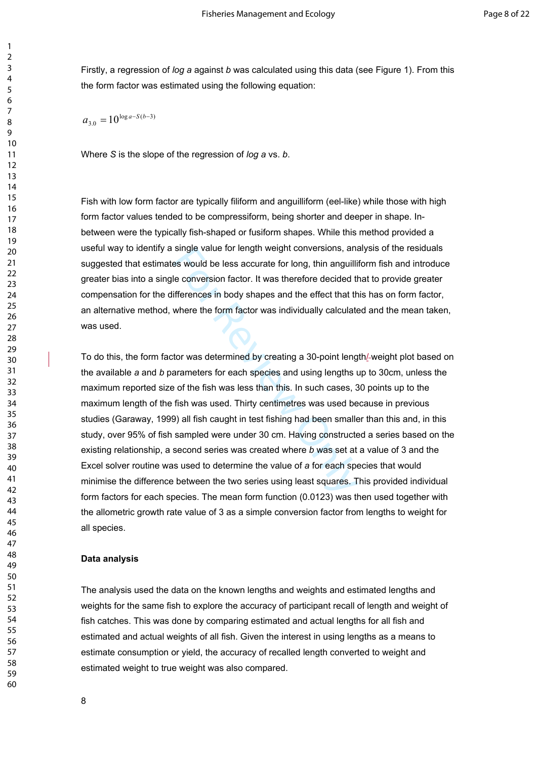Firstly, a regression of *log a* against *b* was calculated using this data (see Figure 1). From this the form factor was estimated using the following equation:

$$a_{3.0} = 10^{\log a - S(b-3)}$$

Where *S* is the slope of the regression of *log a* vs. *b*.

Fish with low form factor are typically filiform and anguilliform (eel-like) while those with high form factor values tended to be compressiform, being shorter and deeper in shape. In-between were the typically fish-shaped or fusiform shapes. While this method provided a useful way to identify a single value for length weight conversions, analysis of the residuals suggested that estimates would be less accurate for long, thin anguilliform fish and introduce greater bias into a single conversion factor. It was therefore decided that to provide greater compensation for the differences in body shapes and the effect that this has on form factor, an alternative method, where the form factor was individually calculated and the mean taken, was used.

To do this, the form factor was determined by creating a 30-point length/-weight plot based on the available *a* and *b* parameters for each species and using lengths up to 30cm, unless the maximum reported size of the fish was less than this. In such cases, 30 points up to the maximum length of the fish was used. Thirty centimetres was used because in previous studies (Garaway, 1999) all fish caught in test fishing had been smaller than this and, in this study, over 95% of fish sampled were under 30 cm. Having constructed a series based on the existing relationship, a second series was created where *b* was set at a value of 3 and the Excel solver routine was used to determine the value of *a* for each species that would minimise the difference between the two series using least squares. This provided individual form factors for each species. The mean form function (0.0123) was then used together with the allometric growth rate value of 3 as a simple conversion factor from lengths to weight for all species.

**Data analysis**

The analysis used the data on the known lengths and weights and estimated lengths and weights for the same fish to explore the accuracy of participant recall of length and weight of fish catches. This was done by comparing estimated and actual lengths for all fish and estimated and actual weights of all fish. Given the interest in using lengths as a means to estimate consumption or yield, the accuracy of recalled length converted to weight and estimated weight to true weight was also compared.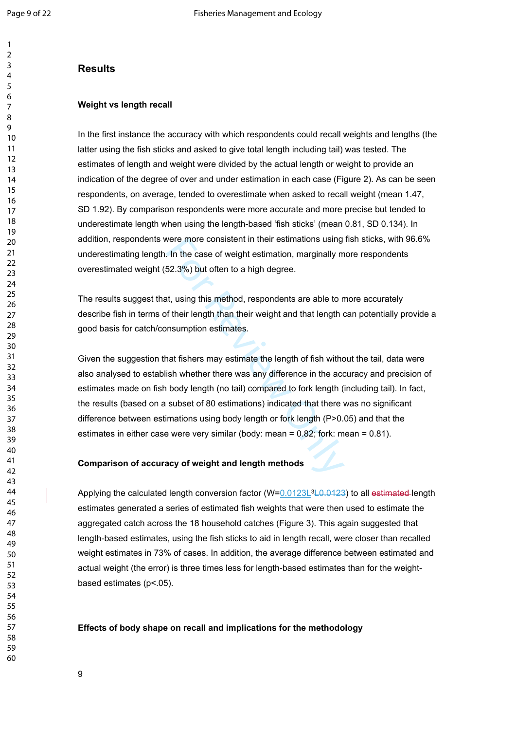## Results

### Weight vs length recall

In the first instance the accuracy with which respondents could recall weights and lengths (the latter using the fish sticks and asked to give total length including tail) was tested. The estimates of length and weight were divided by the actual length or weight to provide an indication of the degree of over and under estimation in each case (Figure 2). As can be seen respondents, on average, tended to overestimate when asked to recall weight (mean 1.47, SD 1.92). By comparison respondents were more accurate and more precise but tended to underestimate length when using the length-based 'fish sticks' (mean 0.81, SD 0.134). In addition, respondents were more consistent in their estimations using fish sticks, with 96.6% underestimating length. In the case of weight estimation, marginally more respondents overestimated weight (52.3%) but often to a high degree.

The results suggest that, using this method, respondents are able to more accurately describe fish in terms of their length than their weight and that length can potentially provide a good basis for catch/consumption estimates.

Given the suggestion that fishers may estimate the length of fish without the tail, data were also analysed to establish whether there was any difference in the accuracy and precision of estimates made on fish body length (no tail) compared to fork length (including tail). In fact, the results (based on a subset of 80 estimations) indicated that there was no significant difference between estimations using body length or fork length ($P>0.05$) and that the estimates in either case were very similar (body: mean = 0.82; fork: mean = 0.81).

### Comparison of accuracy of weight and length methods

Applying the calculated length conversion factor ($W=0.0123L^3$) to all length estimates generated a series of estimated fish weights that were then used to estimate the aggregated catch across the 18 household catches (Figure 3). This again suggested that length-based estimates, using the fish sticks to aid in length recall, were closer than recalled weight estimates in 73% of cases. In addition, the average difference between estimated and actual weight (the error) is three times less for length-based estimates than for the weight-based estimates ($p<.05$).

### Effects of body shape on recall and implications for the methodology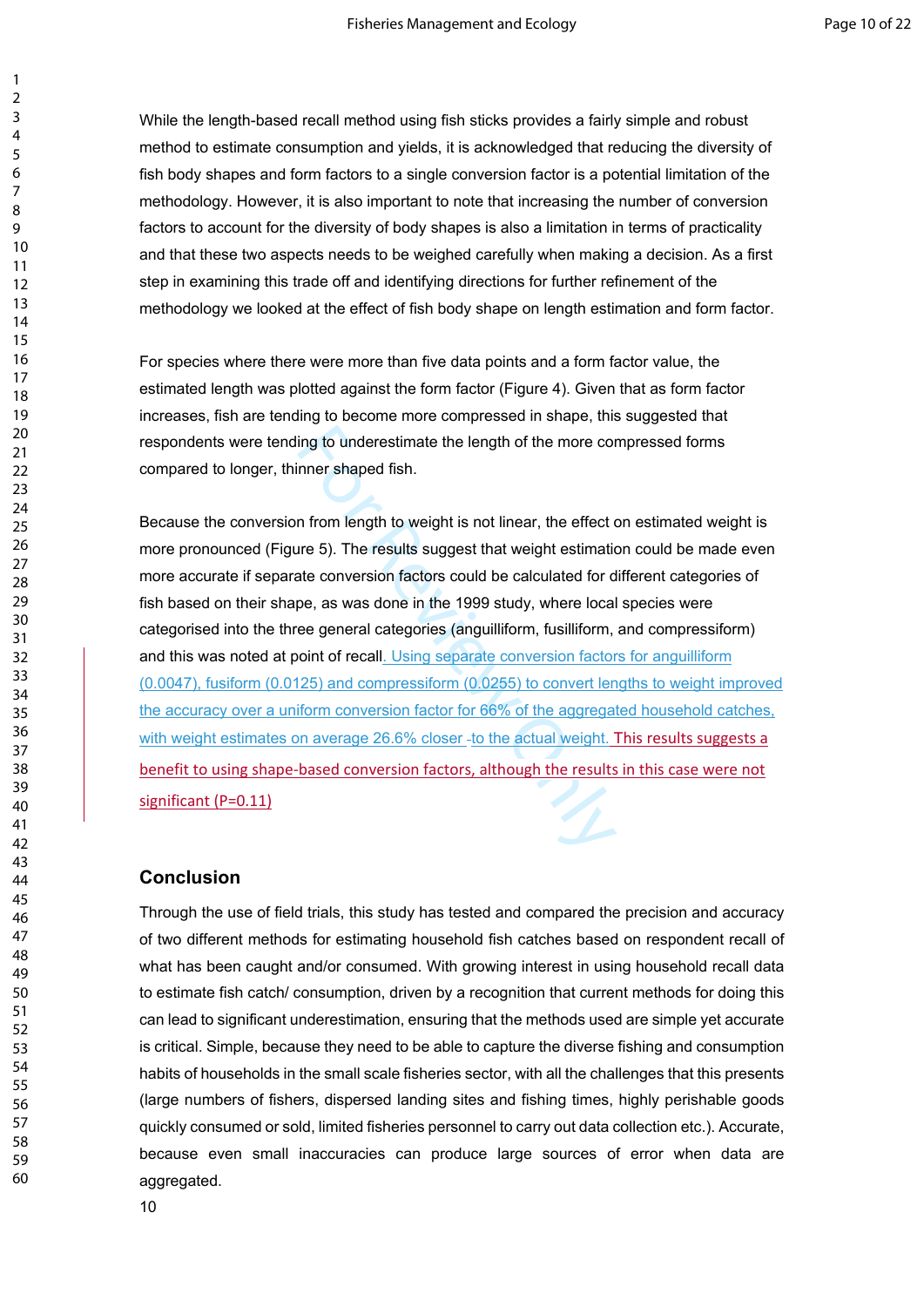While the length-based recall method using fish sticks provides a fairly simple and robust method to estimate consumption and yields, it is acknowledged that reducing the diversity of fish body shapes and form factors to a single conversion factor is a potential limitation of the methodology. However, it is also important to note that increasing the number of conversion factors to account for the diversity of body shapes is also a limitation in terms of practicality and that these two aspects needs to be weighed carefully when making a decision. As a first step in examining this trade off and identifying directions for further refinement of the methodology we looked at the effect of fish body shape on length estimation and form factor.

For species where there were more than five data points and a form factor value, the estimated length was plotted against the form factor (Figure 4). Given that as form factor increases, fish are tending to become more compressed in shape, this suggested that respondents were tending to underestimate the length of the more compressed forms compared to longer, thinner shaped fish.

Because the conversion from length to weight is not linear, the effect on estimated weight is more pronounced (Figure 5). The results suggest that weight estimation could be made even more accurate if separate conversion factors could be calculated for different categories of fish based on their shape, as was done in the 1999 study, where local species were categorised into the three general categories (anguilliform, fusilliform, and compressiform) and this was noted at point of recall. Using separate conversion factors for anguilliform (0.0047), fusiform (0.0125) and compressiform (0.0255) to convert lengths to weight improved the accuracy over a uniform conversion factor for 66% of the aggregated household catches, with weight estimates on average 26.6% closer to the actual weight. This results suggests a benefit to using shape-based conversion factors, although the results in this case were not significant (P=0.11)

## Conclusion

Through the use of field trials, this study has tested and compared the precision and accuracy of two different methods for estimating household fish catches based on respondent recall of what has been caught and/or consumed. With growing interest in using household recall data to estimate fish catch/ consumption, driven by a recognition that current methods for doing this can lead to significant underestimation, ensuring that the methods used are simple yet accurate is critical. Simple, because they need to be able to capture the diverse fishing and consumption habits of households in the small scale fisheries sector, with all the challenges that this presents (large numbers of fishers, dispersed landing sites and fishing times, highly perishable goods quickly consumed or sold, limited fisheries personnel to carry out data collection etc.). Accurate, because even small inaccuracies can produce large sources of error when data are aggregated.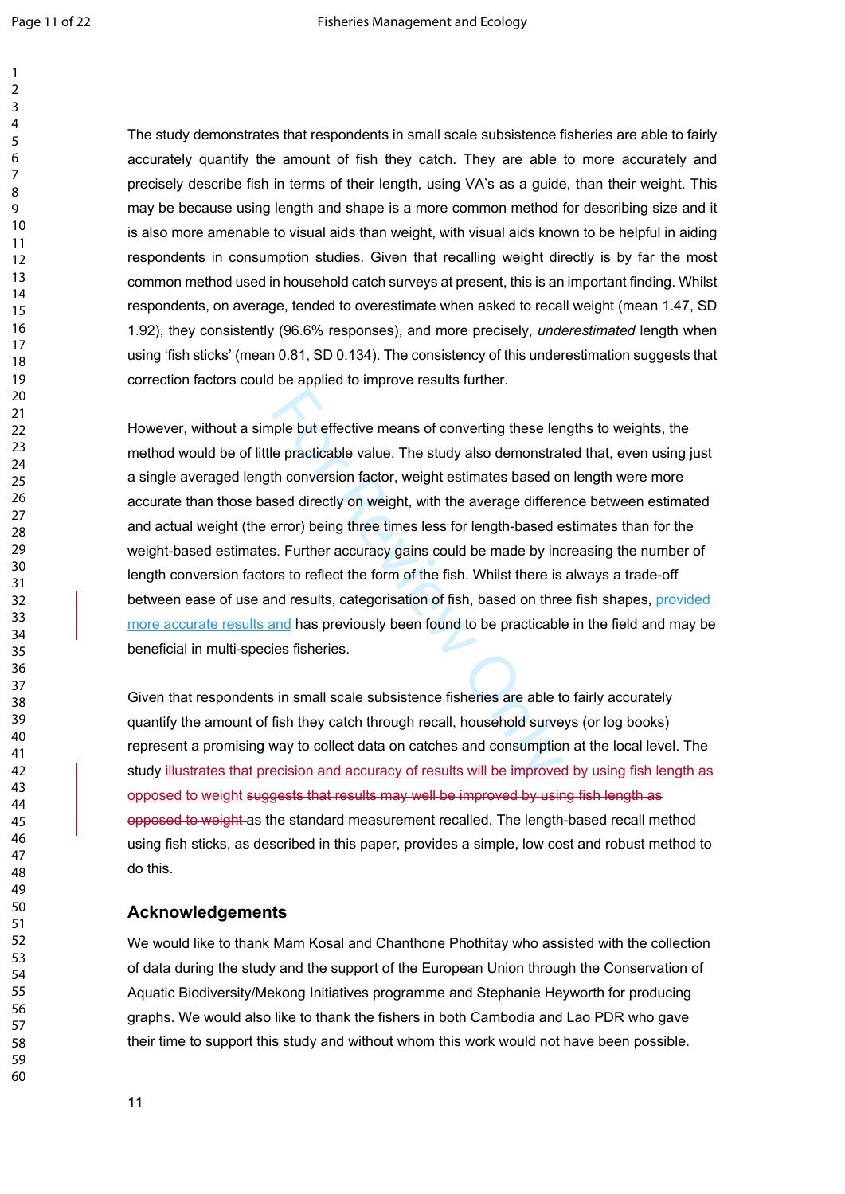The study demonstrates that respondents in small scale subsistence fisheries are able to fairly accurately quantify the amount of fish they catch. They are able to more accurately and precisely describe fish in terms of their length, using VA's as a guide, than their weight. This may be because using length and shape is a more common method for describing size and it is also more amenable to visual aids than weight, with visual aids known to be helpful in aiding respondents in consumption studies. Given that recalling weight directly is by far the most common method used in household catch surveys at present, this is an important finding. Whilst respondents, on average, tended to overestimate when asked to recall weight (mean 1.47, SD 1.92), they consistently (96.6% responses), and more precisely, *underestimated* length when using 'fish sticks' (mean 0.81, SD 0.134). The consistency of this underestimation suggests that correction factors could be applied to improve results further.

However, without a simple but effective means of converting these lengths to weights, the method would be of little practicable value. The study also demonstrated that, even using just a single averaged length conversion factor, weight estimates based on length were more accurate than those based directly on weight, with the average difference between estimated and actual weight (the error) being three times less for length-based estimates than for the weight-based estimates. Further accuracy gains could be made by increasing the number of length conversion factors to reflect the form of the fish. Whilst there is always a trade-off between ease of use and results, categorisation of fish, based on three fish shapes, provided more accurate results and has previously been found to be practicable in the field and may be beneficial in multi-species fisheries.

Given that respondents in small scale subsistence fisheries are able to fairly accurately quantify the amount of fish they catch through recall, household surveys (or log books) represent a promising way to collect data on catches and consumption at the local level. The study illustrates that precision and accuracy of results will be improved by using fish length as opposed to weight ~~suggests that results may well be improved by using fish length as opposed to weight~~ as the standard measurement recalled. The length-based recall method using fish sticks, as described in this paper, provides a simple, low cost and robust method to do this.

## Acknowledgements

We would like to thank Mam Kosal and Chanthone Phothitay who assisted with the collection of data during the study and the support of the European Union through the Conservation of Aquatic Biodiversity/Mekong Initiatives programme and Stephanie Heyworth for producing graphs. We would also like to thank the fishers in both Cambodia and Lao PDR who gave their time to support this study and without whom this work would not have been possible.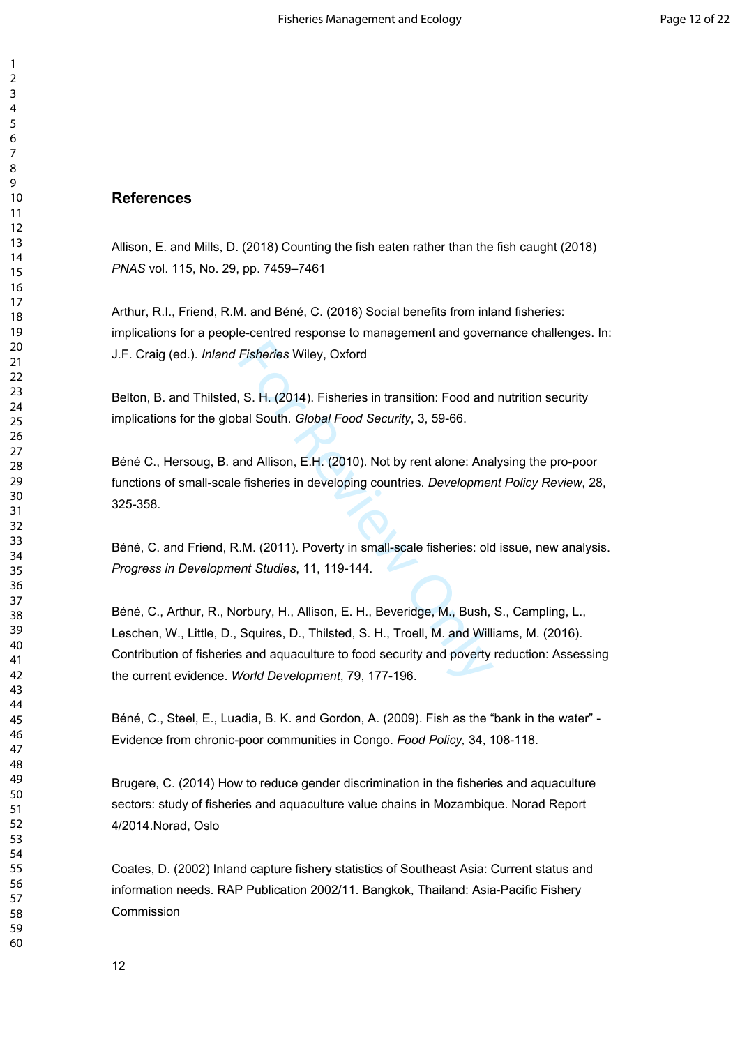## References

Allison, E. and Mills, D. (2018) Counting the fish eaten rather than the fish caught (2018) *PNAS* vol. 115, No. 29, pp. 7459–7461

Arthur, R.I., Friend, R.M. and Béné, C. (2016) Social benefits from inland fisheries: implications for a people-centred response to management and governance challenges. In: J.F. Craig (ed.). *Inland Fisheries* Wiley, Oxford

Belton, B. and Thilsted, S. H. (2014). Fisheries in transition: Food and nutrition security implications for the global South. *Global Food Security*, 3, 59-66.

Béné C., Hersoug, B. and Allison, E.H. (2010). Not by rent alone: Analysing the pro-poor functions of small-scale fisheries in developing countries. *Development Policy Review*, 28, 325-358.

Béné, C. and Friend, R.M. (2011). Poverty in small-scale fisheries: old issue, new analysis. *Progress in Development Studies*, 11, 119-144.

Béné, C., Arthur, R., Norbury, H., Allison, E. H., Beveridge, M., Bush, S., Campling, L., Leschen, W., Little, D., Squires, D., Thilsted, S. H., Troell, M. and Williams, M. (2016). Contribution of fisheries and aquaculture to food security and poverty reduction: Assessing the current evidence. *World Development*, 79, 177-196.

Béné, C., Steel, E., Luadia, B. K. and Gordon, A. (2009). Fish as the "bank in the water" - Evidence from chronic-poor communities in Congo. *Food Policy,* 34, 108-118.

Brugere, C. (2014) How to reduce gender discrimination in the fisheries and aquaculture sectors: study of fisheries and aquaculture value chains in Mozambique. Norad Report 4/2014.Norad, Oslo

Coates, D. (2002) Inland capture fishery statistics of Southeast Asia: Current status and information needs. RAP Publication 2002/11. Bangkok, Thailand: Asia-Pacific Fishery Commission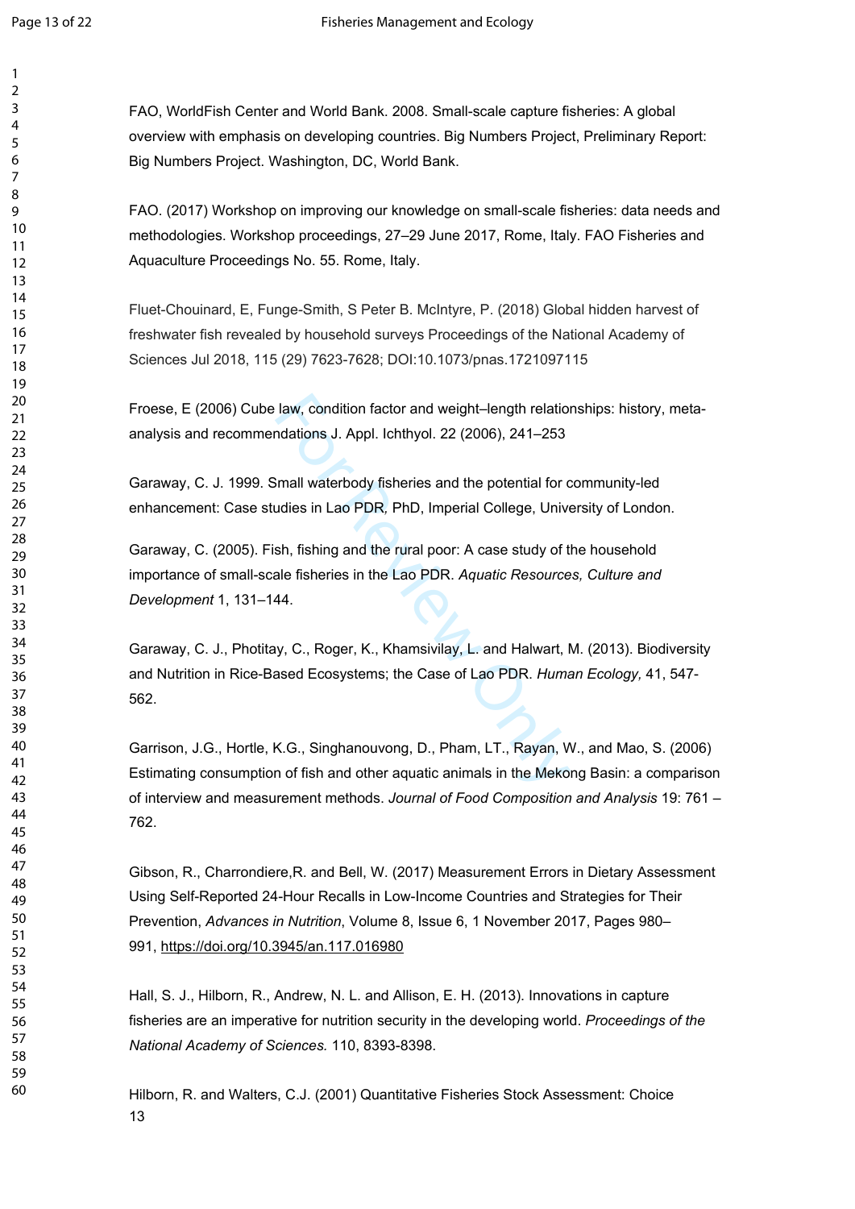FAO, WorldFish Center and World Bank. 2008. Small-scale capture fisheries: A global overview with emphasis on developing countries. Big Numbers Project, Preliminary Report: Big Numbers Project. Washington, DC, World Bank.

FAO. (2017) Workshop on improving our knowledge on small-scale fisheries: data needs and methodologies. Workshop proceedings, 27–29 June 2017, Rome, Italy. FAO Fisheries and Aquaculture Proceedings No. 55. Rome, Italy.

Fluet-Chouinard, E, Funge-Smith, S Peter B. McIntyre, P. (2018) Global hidden harvest of freshwater fish revealed by household surveys Proceedings of the National Academy of Sciences Jul 2018, 115 (29) 7623-7628; DOI:10.1073/pnas.1721097115

Froese, E (2006) Cube law, condition factor and weight–length relationships: history, meta-analysis and recommendations J. Appl. Ichthyol. 22 (2006), 241–253

Garaway, C. J. 1999. Small waterbody fisheries and the potential for community-led enhancement: Case studies in Lao PDR, PhD, Imperial College, University of London.

Garaway, C. (2005). Fish, fishing and the rural poor: A case study of the household importance of small-scale fisheries in the Lao PDR. *Aquatic Resources, Culture and Development* 1, 131–144.

Garaway, C. J., Photitay, C., Roger, K., Khamsivilay, L. and Halwart, M. (2013). Biodiversity and Nutrition in Rice-Based Ecosystems; the Case of Lao PDR. *Human Ecology,* 41, 547-562.

Garrison, J.G., Hortle, K.G., Singhanouvong, D., Pham, LT., Rayan, W., and Mao, S. (2006) Estimating consumption of fish and other aquatic animals in the Mekong Basin: a comparison of interview and measurement methods. *Journal of Food Composition and Analysis* 19: 761 – 762.

Gibson, R., Charrondiere,R. and Bell, W. (2017) Measurement Errors in Dietary Assessment Using Self-Reported 24-Hour Recalls in Low-Income Countries and Strategies for Their Prevention, *Advances in Nutrition*, Volume 8, Issue 6, 1 November 2017, Pages 980–991, https://doi.org/10.3945/an.117.016980

Hall, S. J., Hilborn, R., Andrew, N. L. and Allison, E. H. (2013). Innovations in capture fisheries are an imperative for nutrition security in the developing world. *Proceedings of the National Academy of Sciences.* 110, 8393-8398.

Hilborn, R. and Walters, C.J. (2001) Quantitative Fisheries Stock Assessment: Choice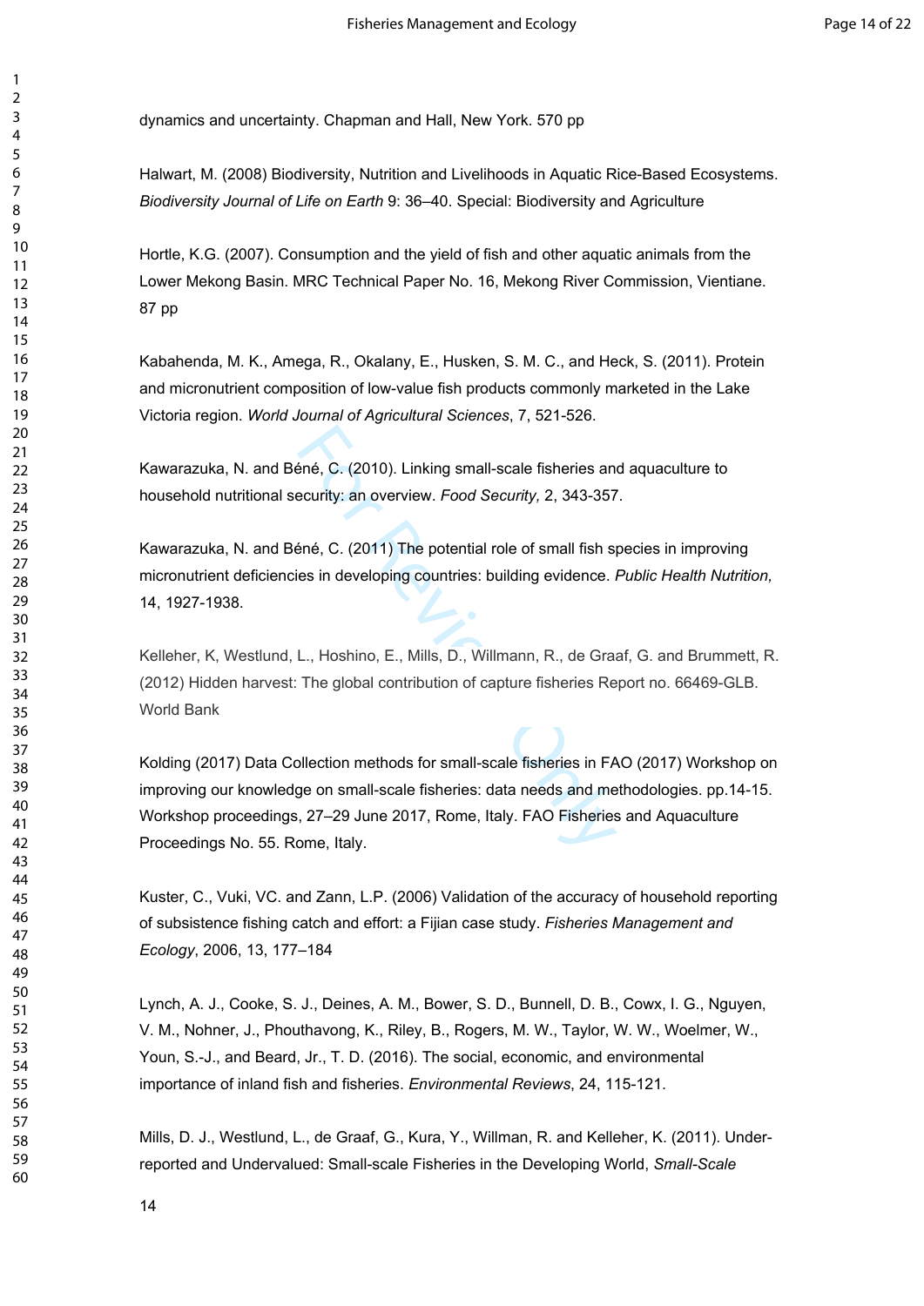dynamics and uncertainty. Chapman and Hall, New York. 570 pp

Halwart, M. (2008) Biodiversity, Nutrition and Livelihoods in Aquatic Rice-Based Ecosystems. *Biodiversity Journal of Life on Earth* 9: 36–40. Special: Biodiversity and Agriculture

Hortle, K.G. (2007). Consumption and the yield of fish and other aquatic animals from the Lower Mekong Basin. MRC Technical Paper No. 16, Mekong River Commission, Vientiane. 87 pp

Kabahenda, M. K., Amega, R., Okalany, E., Husken, S. M. C., and Heck, S. (2011). Protein and micronutrient composition of low-value fish products commonly marketed in the Lake Victoria region. *World Journal of Agricultural Sciences*, 7, 521-526.

Kawarazuka, N. and Béné, C. (2010). Linking small-scale fisheries and aquaculture to household nutritional security: an overview. *Food Security,* 2, 343-357.

Kawarazuka, N. and Béné, C. (2011) The potential role of small fish species in improving micronutrient deficiencies in developing countries: building evidence. *Public Health Nutrition,* 14, 1927-1938.

Kelleher, K, Westlund, L., Hoshino, E., Mills, D., Willmann, R., de Graaf, G. and Brummett, R. (2012) Hidden harvest: The global contribution of capture fisheries Report no. 66469-GLB. World Bank

Kolding (2017) Data Collection methods for small-scale fisheries in FAO (2017) Workshop on improving our knowledge on small-scale fisheries: data needs and methodologies. pp.14-15. Workshop proceedings, 27–29 June 2017, Rome, Italy. FAO Fisheries and Aquaculture Proceedings No. 55. Rome, Italy.

Kuster, C., Vuki, VC. and Zann, L.P. (2006) Validation of the accuracy of household reporting of subsistence fishing catch and effort: a Fijian case study. *Fisheries Management and Ecology*, 2006, 13, 177–184

Lynch, A. J., Cooke, S. J., Deines, A. M., Bower, S. D., Bunnell, D. B., Cowx, I. G., Nguyen, V. M., Nohner, J., Phouthavong, K., Riley, B., Rogers, M. W., Taylor, W. W., Woelmer, W., Youn, S.-J., and Beard, Jr., T. D. (2016). The social, economic, and environmental importance of inland fish and fisheries. *Environmental Reviews*, 24, 115-121.

Mills, D. J., Westlund, L., de Graaf, G., Kura, Y., Willman, R. and Kelleher, K. (2011). Under-reported and Undervalued: Small-scale Fisheries in the Developing World, *Small-Scale*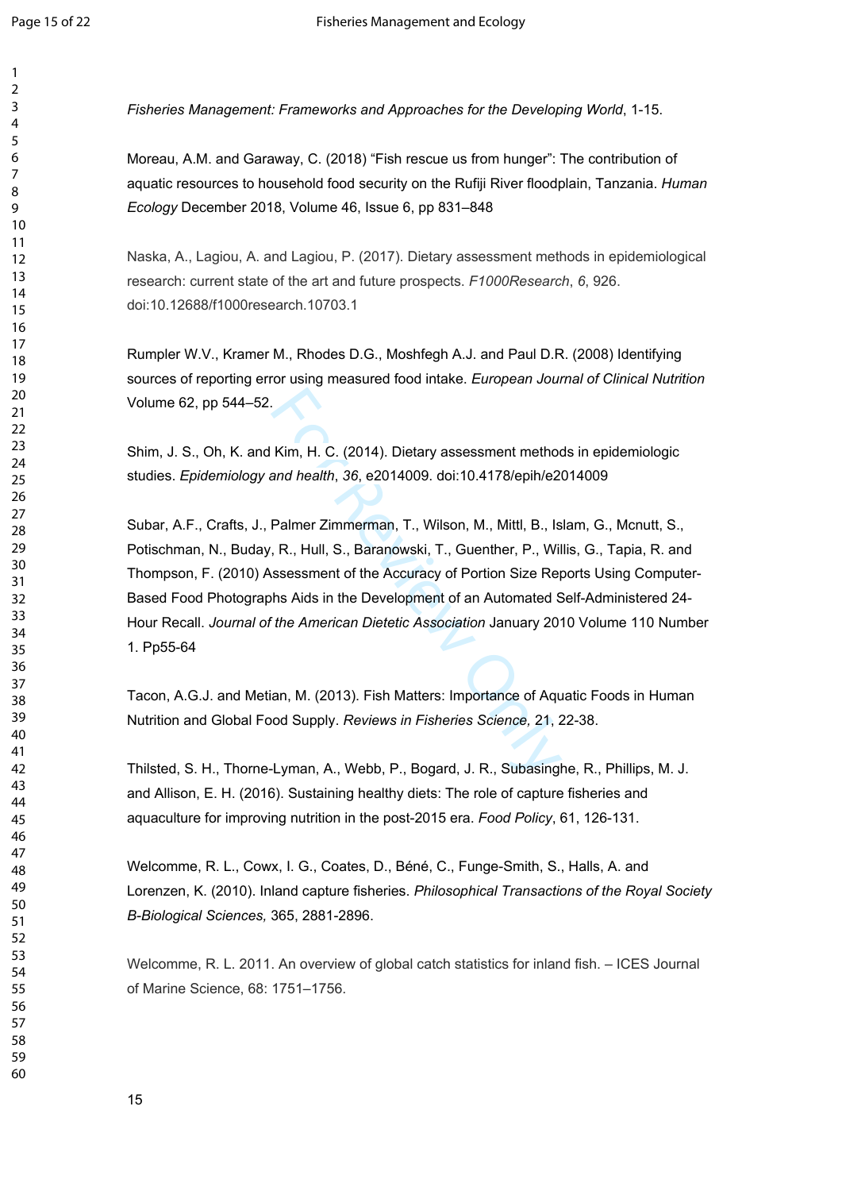*Fisheries Management: Frameworks and Approaches for the Developing World*, 1-15.

Moreau, A.M. and Garaway, C. (2018) "Fish rescue us from hunger": The contribution of aquatic resources to household food security on the Rufiji River floodplain, Tanzania. *Human Ecology* December 2018, Volume 46, Issue 6, pp 831–848

Naska, A., Lagiou, A. and Lagiou, P. (2017). Dietary assessment methods in epidemiological research: current state of the art and future prospects. *F1000Research*, *6*, 926. doi:10.12688/f1000research.10703.1

Rumpler W.V., Kramer M., Rhodes D.G., Moshfegh A.J. and Paul D.R. (2008) Identifying sources of reporting error using measured food intake. *European Journal of Clinical Nutrition* Volume 62, pp 544–52.

Shim, J. S., Oh, K. and Kim, H. C. (2014). Dietary assessment methods in epidemiologic studies. *Epidemiology and health*, *36*, e2014009. doi:10.4178/epih/e2014009

Subar, A.F., Crafts, J., Palmer Zimmerman, T., Wilson, M., Mittl, B., Islam, G., Mcnutt, S., Potischman, N., Buday, R., Hull, S., Baranowski, T., Guenther, P., Willis, G., Tapia, R. and Thompson, F. (2010) Assessment of the Accuracy of Portion Size Reports Using Computer-Based Food Photographs Aids in the Development of an Automated Self-Administered 24-Hour Recall. *Journal of the American Dietetic Association* January 2010 Volume 110 Number 1. Pp55-64

Tacon, A.G.J. and Metian, M. (2013). Fish Matters: Importance of Aquatic Foods in Human Nutrition and Global Food Supply. *Reviews in Fisheries Science,* 21, 22-38.

Thilsted, S. H., Thorne-Lyman, A., Webb, P., Bogard, J. R., Subasinghe, R., Phillips, M. J. and Allison, E. H. (2016). Sustaining healthy diets: The role of capture fisheries and aquaculture for improving nutrition in the post-2015 era. *Food Policy*, 61, 126-131.

Welcomme, R. L., Cowx, I. G., Coates, D., Béné, C., Funge-Smith, S., Halls, A. and Lorenzen, K. (2010). Inland capture fisheries. *Philosophical Transactions of the Royal Society B-Biological Sciences,* 365, 2881-2896.

Welcomme, R. L. 2011. An overview of global catch statistics for inland fish. – ICES Journal of Marine Science, 68: 1751–1756.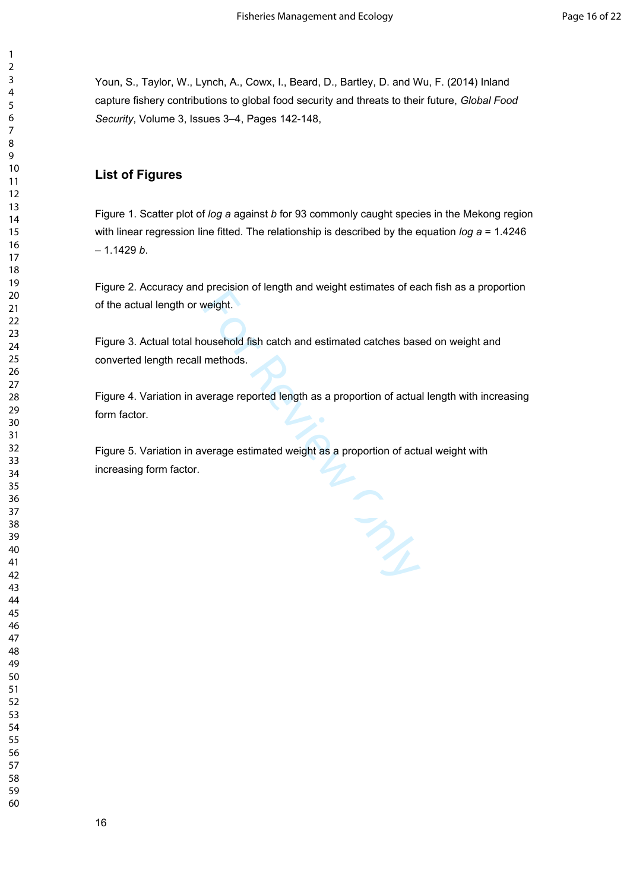Youn, S., Taylor, W., Lynch, A., Cowx, I., Beard, D., Bartley, D. and Wu, F. (2014) Inland capture fishery contributions to global food security and threats to their future, *Global Food Security*, Volume 3, Issues 3–4, Pages 142-148,

## List of Figures

Figure 1. Scatter plot of *log a* against *b* for 93 commonly caught species in the Mekong region with linear regression line fitted. The relationship is described by the equation $\log a = 1.4246 - 1.1429\,b$.

Figure 2. Accuracy and precision of length and weight estimates of each fish as a proportion of the actual length or weight.

Figure 3. Actual total household fish catch and estimated catches based on weight and converted length recall methods.

Figure 4. Variation in average reported length as a proportion of actual length with increasing form factor.

Figure 5. Variation in average estimated weight as a proportion of actual weight with increasing form factor.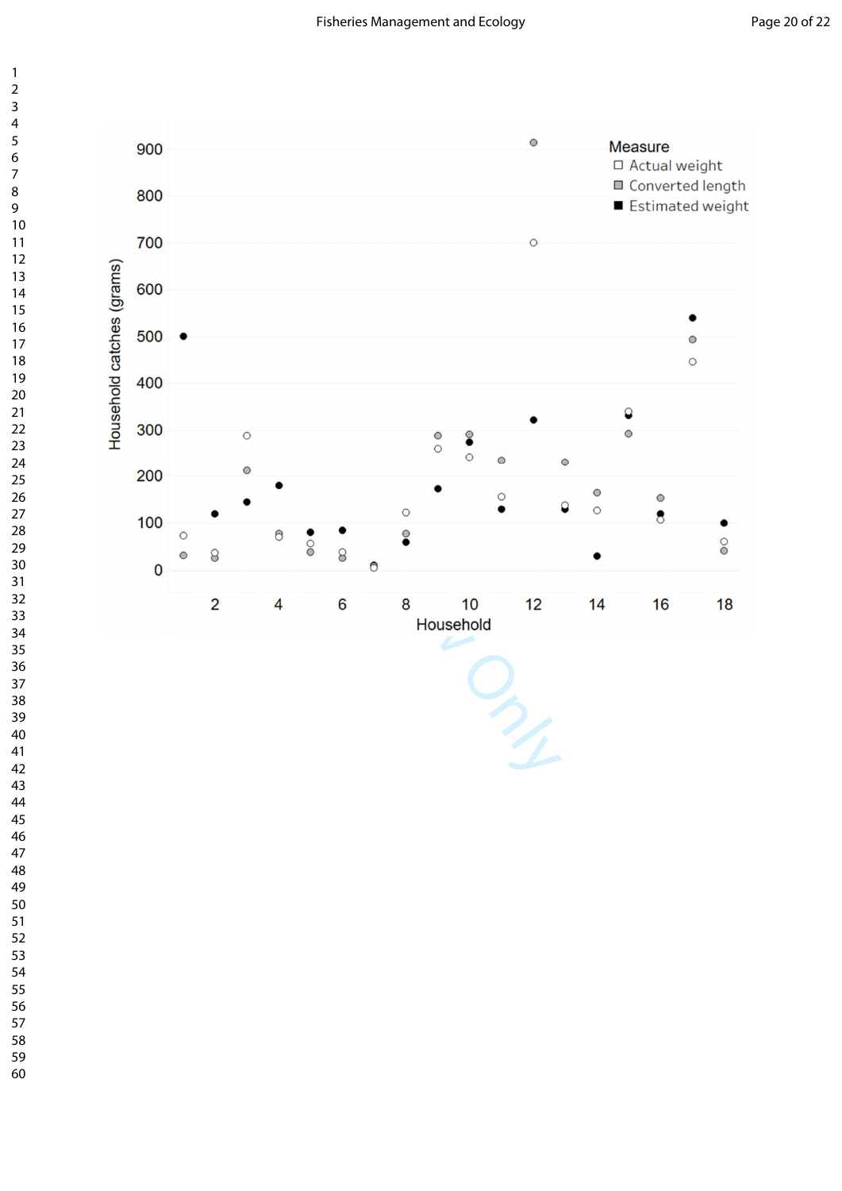| Household | Actual weight | Converted length | Estimated weight |
|---|---|---|---|
| 1 | 73 | 31 | 500 |
| 2 | 37 | 26 | 119 |
| 3 | 288 | 213 | 145 |
| 4 | 71 | 78 | 180 |
| 5 | 56 | 38 | 80 |
| 6 | 38 | 26 | 85 |
| 7 | 5 | 8 | 10 |
| 8 | 122 | 78 | 60 |
| 9 | 259 | 287 | 174 |
| 10 | 241 | 290 | 274 |
| 11 | 157 | 234 | 130 |
| 12 | 700 | 916 | 321 |
| 13 | 138 | 231 | 131 |
| 14 | 127 | 165 | 30 |
| 15 | 340 | 292 | 331 |
| 16 | 108 | 154 | 119 |
| 17 | 445 | 493 | 540 |
| 18 | 61 | 42 | 100 |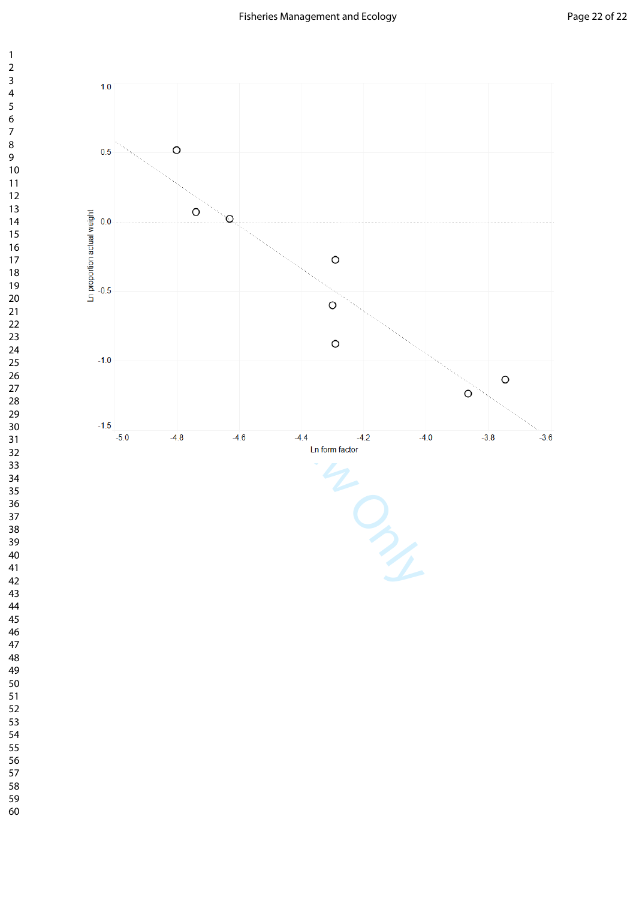1.0

0.5

0.0

-0.5

-1.0

-1.5

Ln proportion actual weight

-5.0 -4.8 -4.6 -4.4 -4.2 -4.0 -3.8 -3.6

Ln form factor